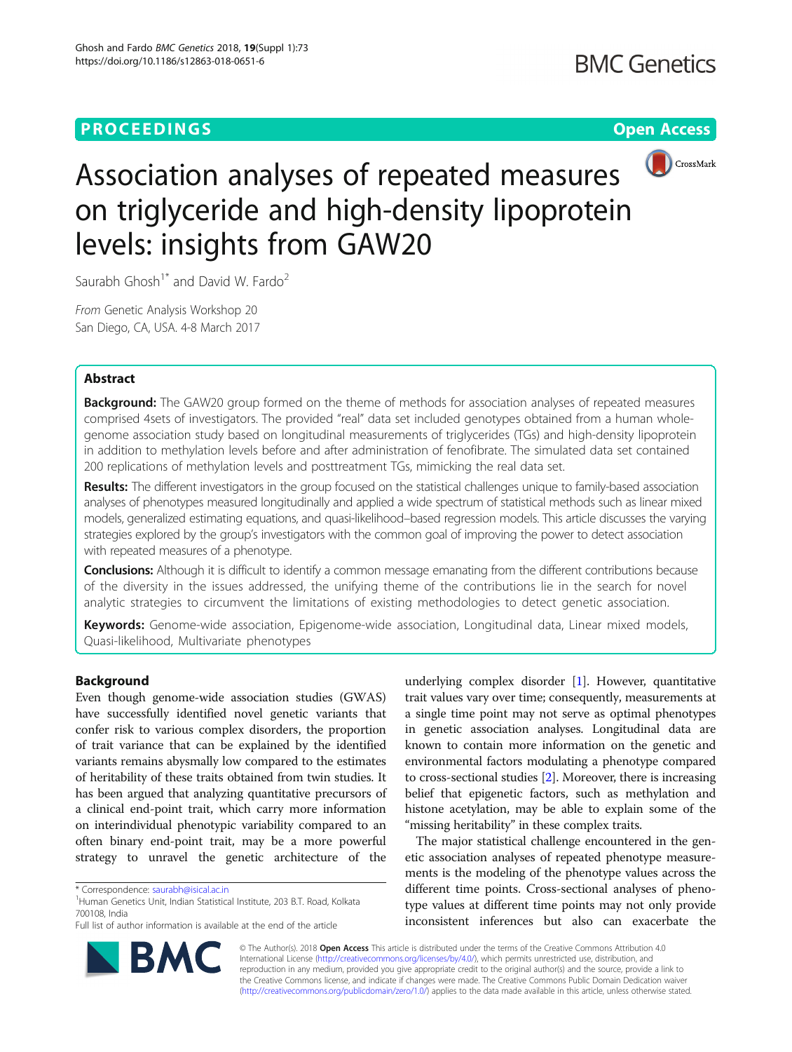**PROCEEDINGS** **Open Access**

# Association analyses of repeated measures on triglyceride and high-density lipoprotein levels: insights from GAW20

Saurabh Ghosh[1*] and David W. Fardo[2]

*From* Genetic Analysis Workshop 20
San Diego, CA, USA. 4-8 March 2017

## Abstract

**Background:** The GAW20 group formed on the theme of methods for association analyses of repeated measures comprised 4sets of investigators. The provided "real" data set included genotypes obtained from a human whole-genome association study based on longitudinal measurements of triglycerides (TGs) and high-density lipoprotein in addition to methylation levels before and after administration of fenofibrate. The simulated data set contained 200 replications of methylation levels and posttreatment TGs, mimicking the real data set.

**Results:** The different investigators in the group focused on the statistical challenges unique to family-based association analyses of phenotypes measured longitudinally and applied a wide spectrum of statistical methods such as linear mixed models, generalized estimating equations, and quasi-likelihood–based regression models. This article discusses the varying strategies explored by the group's investigators with the common goal of improving the power to detect association with repeated measures of a phenotype.

**Conclusions:** Although it is difficult to identify a common message emanating from the different contributions because of the diversity in the issues addressed, the unifying theme of the contributions lie in the search for novel analytic strategies to circumvent the limitations of existing methodologies to detect genetic association.

**Keywords:** Genome-wide association, Epigenome-wide association, Longitudinal data, Linear mixed models, Quasi-likelihood, Multivariate phenotypes

## Background

Even though genome-wide association studies (GWAS) have successfully identified novel genetic variants that confer risk to various complex disorders, the proportion of trait variance that can be explained by the identified variants remains abysmally low compared to the estimates of heritability of these traits obtained from twin studies. It has been argued that analyzing quantitative precursors of a clinical end-point trait, which carry more information on interindividual phenotypic variability compared to an often binary end-point trait, may be a more powerful strategy to unravel the genetic architecture of the underlying complex disorder [1]. However, quantitative trait values vary over time; consequently, measurements at a single time point may not serve as optimal phenotypes in genetic association analyses. Longitudinal data are known to contain more information on the genetic and environmental factors modulating a phenotype compared to cross-sectional studies [2]. Moreover, there is increasing belief that epigenetic factors, such as methylation and histone acetylation, may be able to explain some of the "missing heritability" in these complex traits.

The major statistical challenge encountered in the genetic association analyses of repeated phenotype measurements is the modeling of the phenotype values across the different time points. Cross-sectional analyses of phenotype values at different time points may not only provide inconsistent inferences but also can exacerbate the

\* Correspondence: saurabh@isical.ac.in
[1]Human Genetics Unit, Indian Statistical Institute, 203 B.T. Road, Kolkata 700108, India
Full list of author information is available at the end of the article

© The Author(s). 2018 **Open Access** This article is distributed under the terms of the Creative Commons Attribution 4.0 International License (http://creativecommons.org/licenses/by/4.0/), which permits unrestricted use, distribution, and reproduction in any medium, provided you give appropriate credit to the original author(s) and the source, provide a link to the Creative Commons license, and indicate if changes were made. The Creative Commons Public Domain Dedication waiver (http://creativecommons.org/publicdomain/zero/1.0/) applies to the data made available in this article, unless otherwise stated.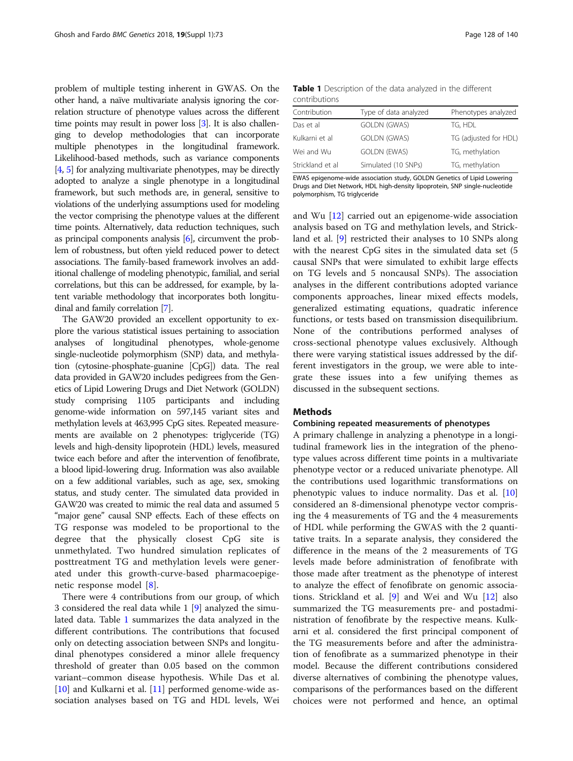problem of multiple testing inherent in GWAS. On the other hand, a naïve multivariate analysis ignoring the correlation structure of phenotype values across the different time points may result in power loss [3]. It is also challenging to develop methodologies that can incorporate multiple phenotypes in the longitudinal framework. Likelihood-based methods, such as variance components [4, 5] for analyzing multivariate phenotypes, may be directly adopted to analyze a single phenotype in a longitudinal framework, but such methods are, in general, sensitive to violations of the underlying assumptions used for modeling the vector comprising the phenotype values at the different time points. Alternatively, data reduction techniques, such as principal components analysis [6], circumvent the problem of robustness, but often yield reduced power to detect associations. The family-based framework involves an additional challenge of modeling phenotypic, familial, and serial correlations, but this can be addressed, for example, by latent variable methodology that incorporates both longitudinal and family correlation [7].

The GAW20 provided an excellent opportunity to explore the various statistical issues pertaining to association analyses of longitudinal phenotypes, whole-genome single-nucleotide polymorphism (SNP) data, and methylation (cytosine-phosphate-guanine [CpG]) data. The real data provided in GAW20 includes pedigrees from the Genetics of Lipid Lowering Drugs and Diet Network (GOLDN) study comprising 1105 participants and including genome-wide information on 597,145 variant sites and methylation levels at 463,995 CpG sites. Repeated measurements are available on 2 phenotypes: triglyceride (TG) levels and high-density lipoprotein (HDL) levels, measured twice each before and after the intervention of fenofibrate, a blood lipid-lowering drug. Information was also available on a few additional variables, such as age, sex, smoking status, and study center. The simulated data provided in GAW20 was created to mimic the real data and assumed 5 "major gene" causal SNP effects. Each of these effects on TG response was modeled to be proportional to the degree that the physically closest CpG site is unmethylated. Two hundred simulation replicates of posttreatment TG and methylation levels were generated under this growth-curve-based pharmacoepigenetic response model [8].

There were 4 contributions from our group, of which 3 considered the real data while 1 [9] analyzed the simulated data. Table 1 summarizes the data analyzed in the different contributions. The contributions that focused only on detecting association between SNPs and longitudinal phenotypes considered a minor allele frequency threshold of greater than 0.05 based on the common variant–common disease hypothesis. While Das et al. [10] and Kulkarni et al. [11] performed genome-wide association analyses based on TG and HDL levels, Wei and Wu [12] carried out an epigenome-wide association analysis based on TG and methylation levels, and Strickland et al. [9] restricted their analyses to 10 SNPs along with the nearest CpG sites in the simulated data set (5 causal SNPs that were simulated to exhibit large effects on TG levels and 5 noncausal SNPs). The association analyses in the different contributions adopted variance components approaches, linear mixed effects models, generalized estimating equations, quadratic inference functions, or tests based on transmission disequilibrium. None of the contributions performed analyses of cross-sectional phenotype values exclusively. Although there were varying statistical issues addressed by the different investigators in the group, we were able to integrate these issues into a few unifying themes as discussed in the subsequent sections.

**Table 1** Description of the data analyzed in the different contributions

| Contribution | Type of data analyzed | Phenotypes analyzed |
|---|---|---|
| Das et al | GOLDN (GWAS) | TG, HDL |
| Kulkarni et al | GOLDN (GWAS) | TG (adjusted for HDL) |
| Wei and Wu | GOLDN (EWAS) | TG, methylation |
| Strickland et al | Simulated (10 SNPs) | TG, methylation |

EWAS epigenome-wide association study, GOLDN Genetics of Lipid Lowering Drugs and Diet Network, HDL high-density lipoprotein, SNP single-nucleotide polymorphism, TG triglyceride

## Methods

### Combining repeated measurements of phenotypes

A primary challenge in analyzing a phenotype in a longitudinal framework lies in the integration of the phenotype values across different time points in a multivariate phenotype vector or a reduced univariate phenotype. All the contributions used logarithmic transformations on phenotypic values to induce normality. Das et al. [10] considered an 8-dimensional phenotype vector comprising the 4 measurements of TG and the 4 measurements of HDL while performing the GWAS with the 2 quantitative traits. In a separate analysis, they considered the difference in the means of the 2 measurements of TG levels made before administration of fenofibrate with those made after treatment as the phenotype of interest to analyze the effect of fenofibrate on genomic associations. Strickland et al. [9] and Wei and Wu [12] also summarized the TG measurements pre- and postadministration of fenofibrate by the respective means. Kulkarni et al. considered the first principal component of the TG measurements before and after the administration of fenofibrate as a summarized phenotype in their model. Because the different contributions considered diverse alternatives of combining the phenotype values, comparisons of the performances based on the different choices were not performed and hence, an optimal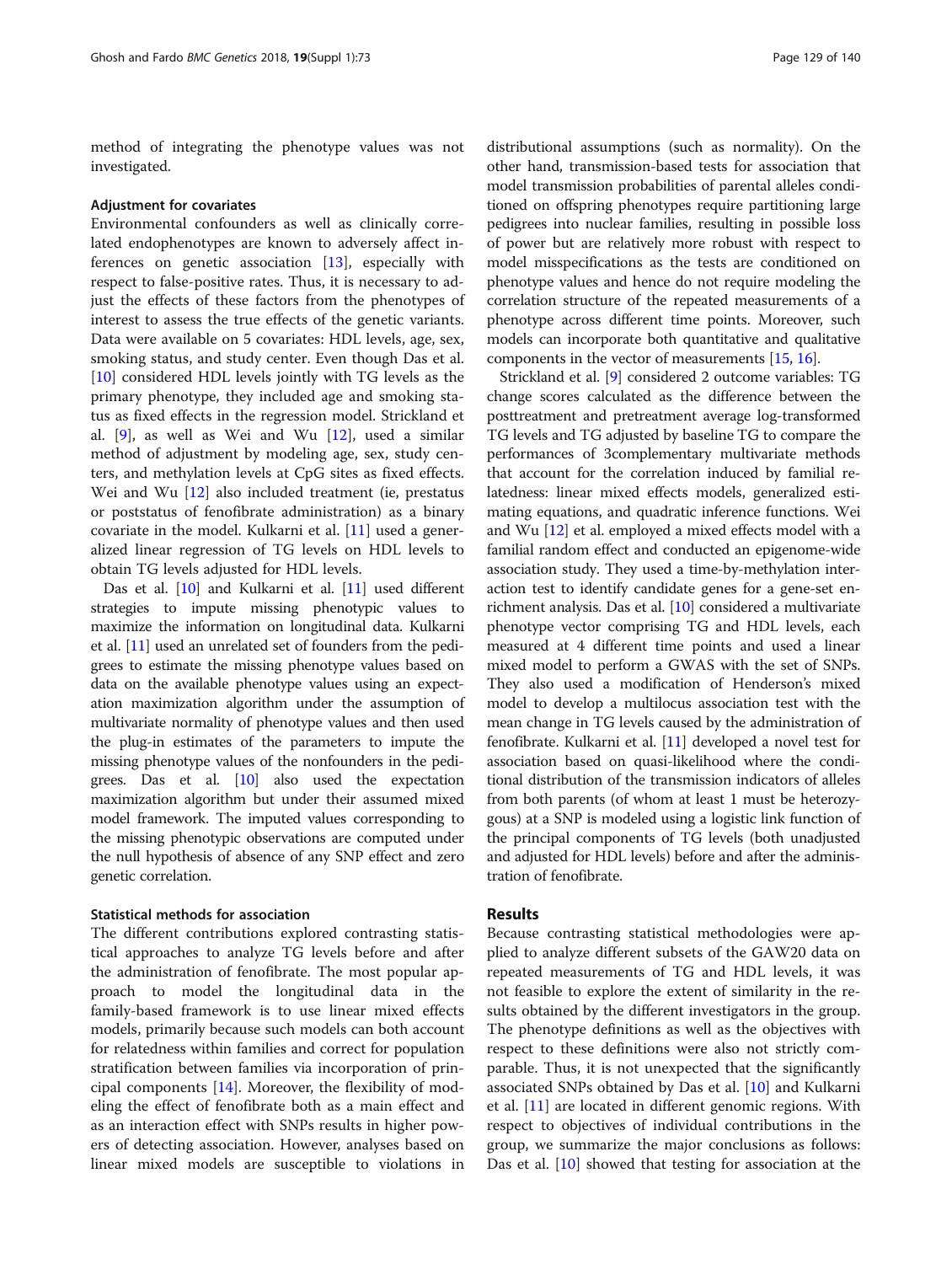method of integrating the phenotype values was not investigated.

### Adjustment for covariates

Environmental confounders as well as clinically correlated endophenotypes are known to adversely affect inferences on genetic association [13], especially with respect to false-positive rates. Thus, it is necessary to adjust the effects of these factors from the phenotypes of interest to assess the true effects of the genetic variants. Data were available on 5 covariates: HDL levels, age, sex, smoking status, and study center. Even though Das et al. [10] considered HDL levels jointly with TG levels as the primary phenotype, they included age and smoking status as fixed effects in the regression model. Strickland et al. [9], as well as Wei and Wu [12], used a similar method of adjustment by modeling age, sex, study centers, and methylation levels at CpG sites as fixed effects. Wei and Wu [12] also included treatment (ie, prestatus or poststatus of fenofibrate administration) as a binary covariate in the model. Kulkarni et al. [11] used a generalized linear regression of TG levels on HDL levels to obtain TG levels adjusted for HDL levels.

Das et al. [10] and Kulkarni et al. [11] used different strategies to impute missing phenotypic values to maximize the information on longitudinal data. Kulkarni et al. [11] used an unrelated set of founders from the pedigrees to estimate the missing phenotype values based on data on the available phenotype values using an expectation maximization algorithm under the assumption of multivariate normality of phenotype values and then used the plug-in estimates of the parameters to impute the missing phenotype values of the nonfounders in the pedigrees. Das et al. [10] also used the expectation maximization algorithm but under their assumed mixed model framework. The imputed values corresponding to the missing phenotypic observations are computed under the null hypothesis of absence of any SNP effect and zero genetic correlation.

### Statistical methods for association

The different contributions explored contrasting statistical approaches to analyze TG levels before and after the administration of fenofibrate. The most popular approach to model the longitudinal data in the family-based framework is to use linear mixed effects models, primarily because such models can both account for relatedness within families and correct for population stratification between families via incorporation of principal components [14]. Moreover, the flexibility of modeling the effect of fenofibrate both as a main effect and as an interaction effect with SNPs results in higher powers of detecting association. However, analyses based on linear mixed models are susceptible to violations in distributional assumptions (such as normality). On the other hand, transmission-based tests for association that model transmission probabilities of parental alleles conditioned on offspring phenotypes require partitioning large pedigrees into nuclear families, resulting in possible loss of power but are relatively more robust with respect to model misspecifications as the tests are conditioned on phenotype values and hence do not require modeling the correlation structure of the repeated measurements of a phenotype across different time points. Moreover, such models can incorporate both quantitative and qualitative components in the vector of measurements [15, 16].

Strickland et al. [9] considered 2 outcome variables: TG change scores calculated as the difference between the posttreatment and pretreatment average log-transformed TG levels and TG adjusted by baseline TG to compare the performances of 3complementary multivariate methods that account for the correlation induced by familial relatedness: linear mixed effects models, generalized estimating equations, and quadratic inference functions. Wei and Wu [12] et al. employed a mixed effects model with a familial random effect and conducted an epigenome-wide association study. They used a time-by-methylation interaction test to identify candidate genes for a gene-set enrichment analysis. Das et al. [10] considered a multivariate phenotype vector comprising TG and HDL levels, each measured at 4 different time points and used a linear mixed model to perform a GWAS with the set of SNPs. They also used a modification of Henderson's mixed model to develop a multilocus association test with the mean change in TG levels caused by the administration of fenofibrate. Kulkarni et al. [11] developed a novel test for association based on quasi-likelihood where the conditional distribution of the transmission indicators of alleles from both parents (of whom at least 1 must be heterozygous) at a SNP is modeled using a logistic link function of the principal components of TG levels (both unadjusted and adjusted for HDL levels) before and after the administration of fenofibrate.

## Results

Because contrasting statistical methodologies were applied to analyze different subsets of the GAW20 data on repeated measurements of TG and HDL levels, it was not feasible to explore the extent of similarity in the results obtained by the different investigators in the group. The phenotype definitions as well as the objectives with respect to these definitions were also not strictly comparable. Thus, it is not unexpected that the significantly associated SNPs obtained by Das et al. [10] and Kulkarni et al. [11] are located in different genomic regions. With respect to objectives of individual contributions in the group, we summarize the major conclusions as follows: Das et al. [10] showed that testing for association at the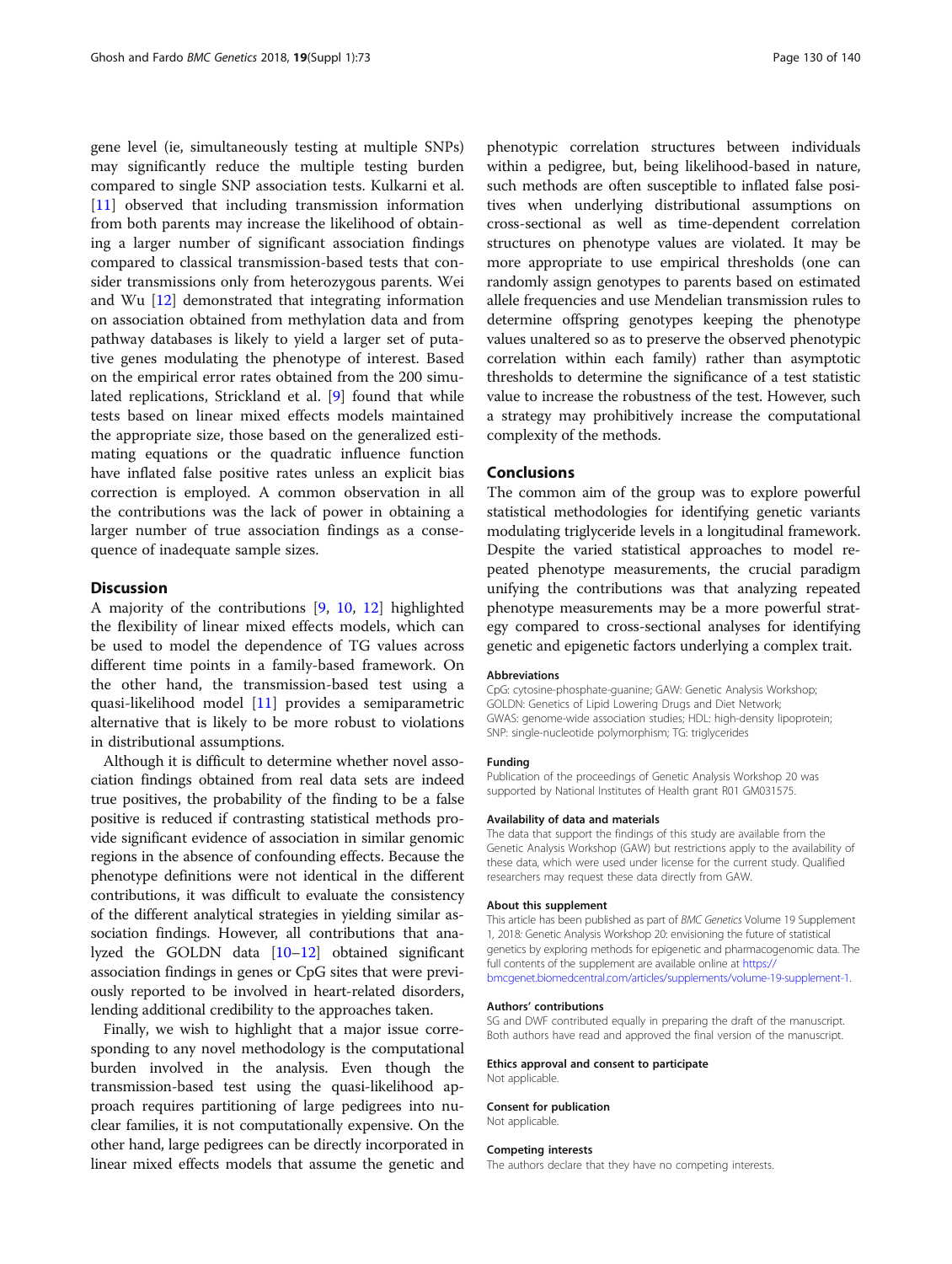gene level (ie, simultaneously testing at multiple SNPs) may significantly reduce the multiple testing burden compared to single SNP association tests. Kulkarni et al. [11] observed that including transmission information from both parents may increase the likelihood of obtaining a larger number of significant association findings compared to classical transmission-based tests that consider transmissions only from heterozygous parents. Wei and Wu [12] demonstrated that integrating information on association obtained from methylation data and from pathway databases is likely to yield a larger set of putative genes modulating the phenotype of interest. Based on the empirical error rates obtained from the 200 simulated replications, Strickland et al. [9] found that while tests based on linear mixed effects models maintained the appropriate size, those based on the generalized estimating equations or the quadratic influence function have inflated false positive rates unless an explicit bias correction is employed. A common observation in all the contributions was the lack of power in obtaining a larger number of true association findings as a consequence of inadequate sample sizes.

## Discussion

A majority of the contributions [9, 10, 12] highlighted the flexibility of linear mixed effects models, which can be used to model the dependence of TG values across different time points in a family-based framework. On the other hand, the transmission-based test using a quasi-likelihood model [11] provides a semiparametric alternative that is likely to be more robust to violations in distributional assumptions.

Although it is difficult to determine whether novel association findings obtained from real data sets are indeed true positives, the probability of the finding to be a false positive is reduced if contrasting statistical methods provide significant evidence of association in similar genomic regions in the absence of confounding effects. Because the phenotype definitions were not identical in the different contributions, it was difficult to evaluate the consistency of the different analytical strategies in yielding similar association findings. However, all contributions that analyzed the GOLDN data [10–12] obtained significant association findings in genes or CpG sites that were previously reported to be involved in heart-related disorders, lending additional credibility to the approaches taken.

Finally, we wish to highlight that a major issue corresponding to any novel methodology is the computational burden involved in the analysis. Even though the transmission-based test using the quasi-likelihood approach requires partitioning of large pedigrees into nuclear families, it is not computationally expensive. On the other hand, large pedigrees can be directly incorporated in linear mixed effects models that assume the genetic and phenotypic correlation structures between individuals within a pedigree, but, being likelihood-based in nature, such methods are often susceptible to inflated false positives when underlying distributional assumptions on cross-sectional as well as time-dependent correlation structures on phenotype values are violated. It may be more appropriate to use empirical thresholds (one can randomly assign genotypes to parents based on estimated allele frequencies and use Mendelian transmission rules to determine offspring genotypes keeping the phenotype values unaltered so as to preserve the observed phenotypic correlation within each family) rather than asymptotic thresholds to determine the significance of a test statistic value to increase the robustness of the test. However, such a strategy may prohibitively increase the computational complexity of the methods.

## Conclusions

The common aim of the group was to explore powerful statistical methodologies for identifying genetic variants modulating triglyceride levels in a longitudinal framework. Despite the varied statistical approaches to model repeated phenotype measurements, the crucial paradigm unifying the contributions was that analyzing repeated phenotype measurements may be a more powerful strategy compared to cross-sectional analyses for identifying genetic and epigenetic factors underlying a complex trait.

#### Abbreviations

CpG: cytosine-phosphate-guanine; GAW: Genetic Analysis Workshop; GOLDN: Genetics of Lipid Lowering Drugs and Diet Network; GWAS: genome-wide association studies; HDL: high-density lipoprotein; SNP: single-nucleotide polymorphism; TG: triglycerides

#### Funding

Publication of the proceedings of Genetic Analysis Workshop 20 was supported by National Institutes of Health grant R01 GM031575.

#### Availability of data and materials

The data that support the findings of this study are available from the Genetic Analysis Workshop (GAW) but restrictions apply to the availability of these data, which were used under license for the current study. Qualified researchers may request these data directly from GAW.

#### About this supplement

This article has been published as part of *BMC Genetics* Volume 19 Supplement 1, 2018: Genetic Analysis Workshop 20: envisioning the future of statistical genetics by exploring methods for epigenetic and pharmacogenomic data. The full contents of the supplement are available online at https://bmcgenet.biomedcentral.com/articles/supplements/volume-19-supplement-1.

#### Authors' contributions

SG and DWF contributed equally in preparing the draft of the manuscript. Both authors have read and approved the final version of the manuscript.

#### Ethics approval and consent to participate

Not applicable.

#### Consent for publication

Not applicable.

#### Competing interests

The authors declare that they have no competing interests.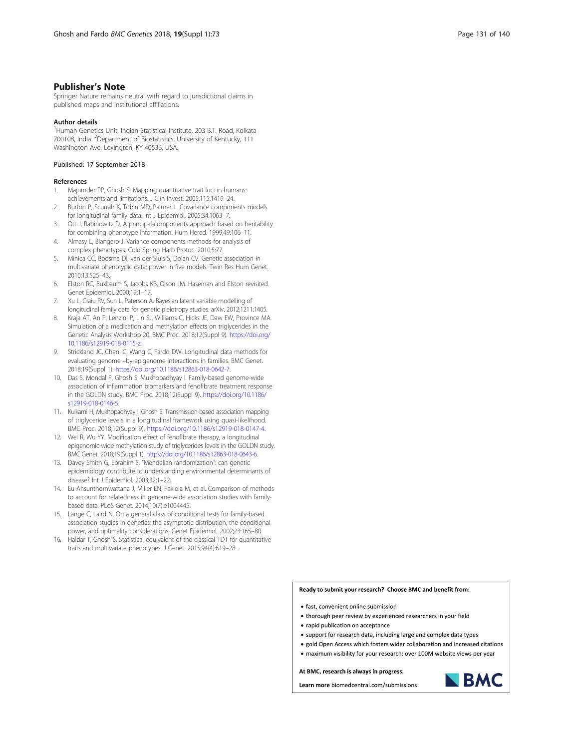## Publisher's Note

Springer Nature remains neutral with regard to jurisdictional claims in published maps and institutional affiliations.

### Author details

[1]Human Genetics Unit, Indian Statistical Institute, 203 B.T. Road, Kolkata 700108, India. [2]Department of Biostatistics, University of Kentucky, 111 Washington Ave, Lexington, KY 40536, USA.

Published: 17 September 2018

### References

1. Majumder PP, Ghosh S. Mapping quantitative trait loci in humans: achievements and limitations. J Clin Invest. 2005;115:1419–24.
2. Burton P, Scurrah K, Tobin MD, Palmer L. Covariance components models for longitudinal family data. Int J Epidemiol. 2005;34:1063–7.
3. Ott J, Rabinowitz D. A principal-components approach based on heritability for combining phenotype information. Hum Hered. 1999;49:106–11.
4. Almasy L, Blangero J. Variance components methods for analysis of complex phenotypes. Cold Spring Harb Protoc. 2010;5:77.
5. Minica CC, Boosma DI, van der Sluis S, Dolan CV. Genetic association in multivariate phenotypic data: power in five models. Twin Res Hum Genet. 2010;13:525–43.
6. Elston RC, Buxbaum S, Jacobs KB, Olson JM. Haseman and Elston revisited. Genet Epidemiol. 2000;19:1–17.
7. Xu L, Craiu RV, Sun L, Paterson A. Bayesian latent variable modelling of longitudinal family data for genetic pleiotropy studies. arXiv. 2012;1211:1405.
8. Kraja AT, An P, Lenzini P, Lin SJ, Williams C, Hicks JE, Daw EW, Province MA. Simulation of a medication and methylation effects on triglycerides in the Genetic Analysis Workshop 20. BMC Proc. 2018;12(Suppl 9). https://doi.org/10.1186/s12919-018-0115-z.
9. Strickland JC, Chen IC, Wang C, Fardo DW. Longitudinal data methods for evaluating genome –by-epigenome interactions in families. BMC Genet. 2018;19(Suppl 1). https://doi.org/10.1186/s12863-018-0642-7.
10. Das S, Mondal P, Ghosh S, Mukhopadhyay I. Family-based genome-wide association of inflammation biomarkers and fenofibrate treatment response in the GOLDN study. BMC Proc. 2018;12(Suppl 9). https://doi.org/10.1186/s12919-018-0146-5.
11. Kulkarni H, Mukhopadhyay I, Ghosh S. Transmission-based association mapping of triglyceride levels in a longitudinal framework using quasi-likelihood. BMC Proc. 2018;12(Suppl 9). https://doi.org/10.1186/s12919-018-0147-4.
12. Wei R, Wu YY. Modification effect of fenofibrate therapy, a longitudinal epigenomic-wide methylation study of triglycerides levels in the GOLDN study. BMC Genet. 2018;19(Suppl 1). https://doi.org/10.1186/s12863-018-0643-6.
13. Davey Smith G, Ebrahim S. "Mendelian randomization": can genetic epidemiology contribute to understanding environmental determinants of disease? Int J Epidemiol. 2003;32:1–22.
14. Eu-Ahsunthornwattana J, Miller EN, Fakiola M, et al. Comparison of methods to account for relatedness in genome-wide association studies with family-based data. PLoS Genet. 2014;10(7):e1004445.
15. Lange C, Laird N. On a general class of conditional tests for family-based association studies in genetics: the asymptotic distribution, the conditional power, and optimality considerations. Genet Epidemiol. 2002;23:165–80.
16. Haldar T, Ghosh S. Statistical equivalent of the classical TDT for quantitative traits and multivariate phenotypes. J Genet. 2015;94(4):619–28.

**Ready to submit your research? Choose BMC and benefit from:**

- fast, convenient online submission
- thorough peer review by experienced researchers in your field
- rapid publication on acceptance
- support for research data, including large and complex data types
- gold Open Access which fosters wider collaboration and increased citations
- maximum visibility for your research: over 100M website views per year

**At BMC, research is always in progress.**

**Learn more** biomedcentral.com/submissions

BMC